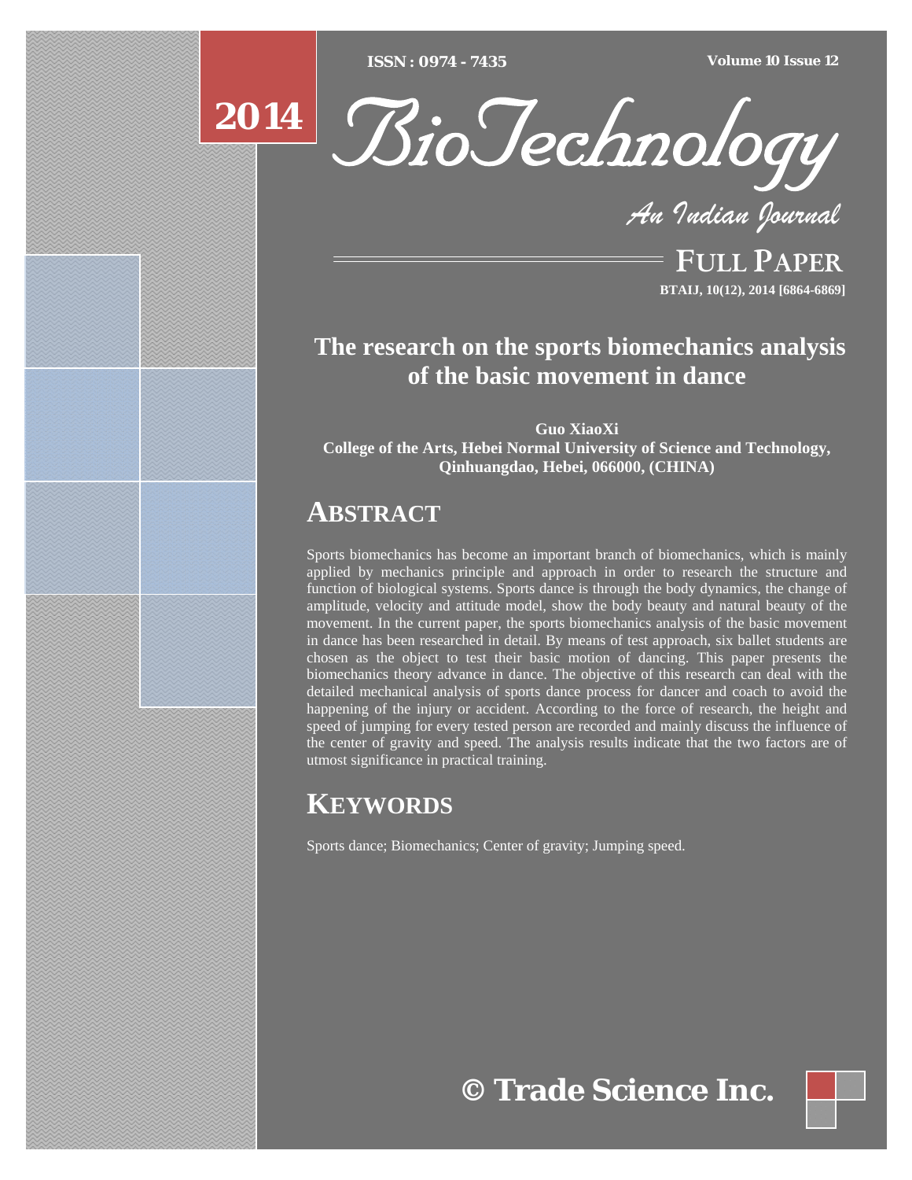ISSN : 0974 - 7435

Volume 10 Issue 12

2014

*BioTechnology*

*An Indian Journal*

FULL PAPER

BTAIJ, 10(12), 2014 [6864-6869]

# The research on the sports biomechanics analysis of the basic movement in dance

**Guo XiaoXi**
**College of the Arts, Hebei Normal University of Science and Technology, Qinhuangdao, Hebei, 066000, (CHINA)**

## ABSTRACT

Sports biomechanics has become an important branch of biomechanics, which is mainly applied by mechanics principle and approach in order to research the structure and function of biological systems. Sports dance is through the body dynamics, the change of amplitude, velocity and attitude model, show the body beauty and natural beauty of the movement. In the current paper, the sports biomechanics analysis of the basic movement in dance has been researched in detail. By means of test approach, six ballet students are chosen as the object to test their basic motion of dancing. This paper presents the biomechanics theory advance in dance. The objective of this research can deal with the detailed mechanical analysis of sports dance process for dancer and coach to avoid the happening of the injury or accident. According to the force of research, the height and speed of jumping for every tested person are recorded and mainly discuss the influence of the center of gravity and speed. The analysis results indicate that the two factors are of utmost significance in practical training.

## KEYWORDS

Sports dance; Biomechanics; Center of gravity; Jumping speed.

© Trade Science Inc.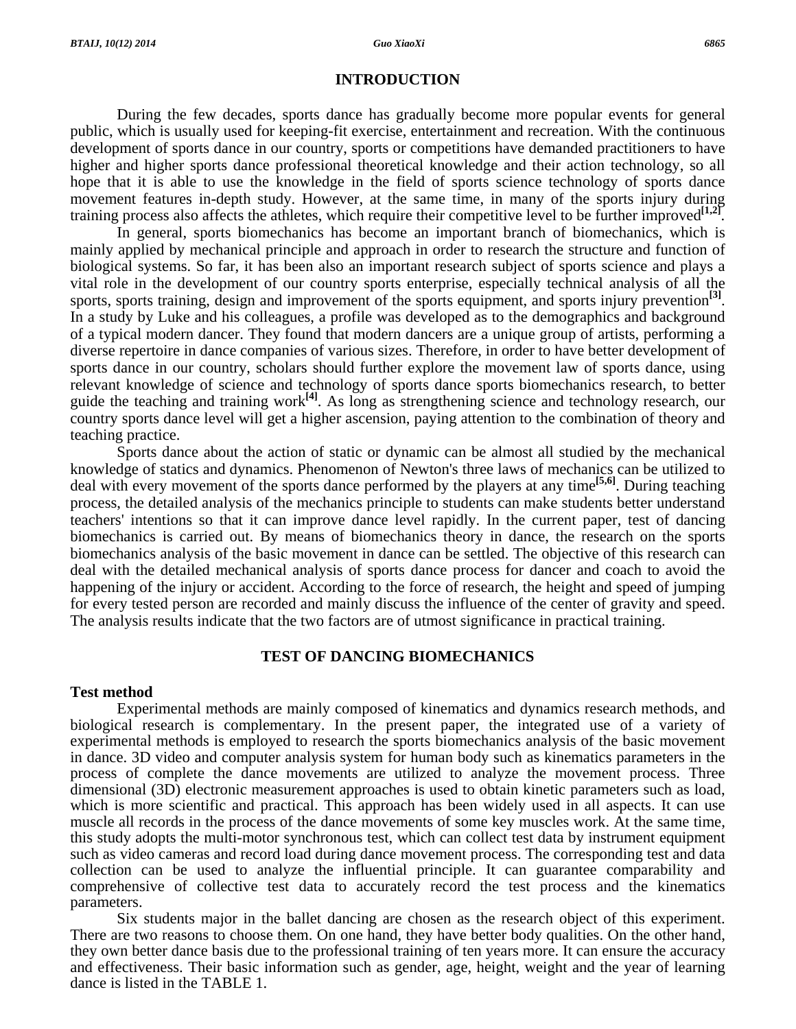## INTRODUCTION

During the few decades, sports dance has gradually become more popular events for general public, which is usually used for keeping-fit exercise, entertainment and recreation. With the continuous development of sports dance in our country, sports or competitions have demanded practitioners to have higher and higher sports dance professional theoretical knowledge and their action technology, so all hope that it is able to use the knowledge in the field of sports science technology of sports dance movement features in-depth study. However, at the same time, in many of the sports injury during training process also affects the athletes, which require their competitive level to be further improved[1,2].

In general, sports biomechanics has become an important branch of biomechanics, which is mainly applied by mechanical principle and approach in order to research the structure and function of biological systems. So far, it has been also an important research subject of sports science and plays a vital role in the development of our country sports enterprise, especially technical analysis of all the sports, sports training, design and improvement of the sports equipment, and sports injury prevention[3]. In a study by Luke and his colleagues, a profile was developed as to the demographics and background of a typical modern dancer. They found that modern dancers are a unique group of artists, performing a diverse repertoire in dance companies of various sizes. Therefore, in order to have better development of sports dance in our country, scholars should further explore the movement law of sports dance, using relevant knowledge of science and technology of sports dance sports biomechanics research, to better guide the teaching and training work[4]. As long as strengthening science and technology research, our country sports dance level will get a higher ascension, paying attention to the combination of theory and teaching practice.

Sports dance about the action of static or dynamic can be almost all studied by the mechanical knowledge of statics and dynamics. Phenomenon of Newton's three laws of mechanics can be utilized to deal with every movement of the sports dance performed by the players at any time[5,6]. During teaching process, the detailed analysis of the mechanics principle to students can make students better understand teachers' intentions so that it can improve dance level rapidly. In the current paper, test of dancing biomechanics is carried out. By means of biomechanics theory in dance, the research on the sports biomechanics analysis of the basic movement in dance can be settled. The objective of this research can deal with the detailed mechanical analysis of sports dance process for dancer and coach to avoid the happening of the injury or accident. According to the force of research, the height and speed of jumping for every tested person are recorded and mainly discuss the influence of the center of gravity and speed. The analysis results indicate that the two factors are of utmost significance in practical training.

## TEST OF DANCING BIOMECHANICS

### Test method

Experimental methods are mainly composed of kinematics and dynamics research methods, and biological research is complementary. In the present paper, the integrated use of a variety of experimental methods is employed to research the sports biomechanics analysis of the basic movement in dance. 3D video and computer analysis system for human body such as kinematics parameters in the process of complete the dance movements are utilized to analyze the movement process. Three dimensional (3D) electronic measurement approaches is used to obtain kinetic parameters such as load, which is more scientific and practical. This approach has been widely used in all aspects. It can use muscle all records in the process of the dance movements of some key muscles work. At the same time, this study adopts the multi-motor synchronous test, which can collect test data by instrument equipment such as video cameras and record load during dance movement process. The corresponding test and data collection can be used to analyze the influential principle. It can guarantee comparability and comprehensive of collective test data to accurately record the test process and the kinematics parameters.

Six students major in the ballet dancing are chosen as the research object of this experiment. There are two reasons to choose them. On one hand, they have better body qualities. On the other hand, they own better dance basis due to the professional training of ten years more. It can ensure the accuracy and effectiveness. Their basic information such as gender, age, height, weight and the year of learning dance is listed in the TABLE 1.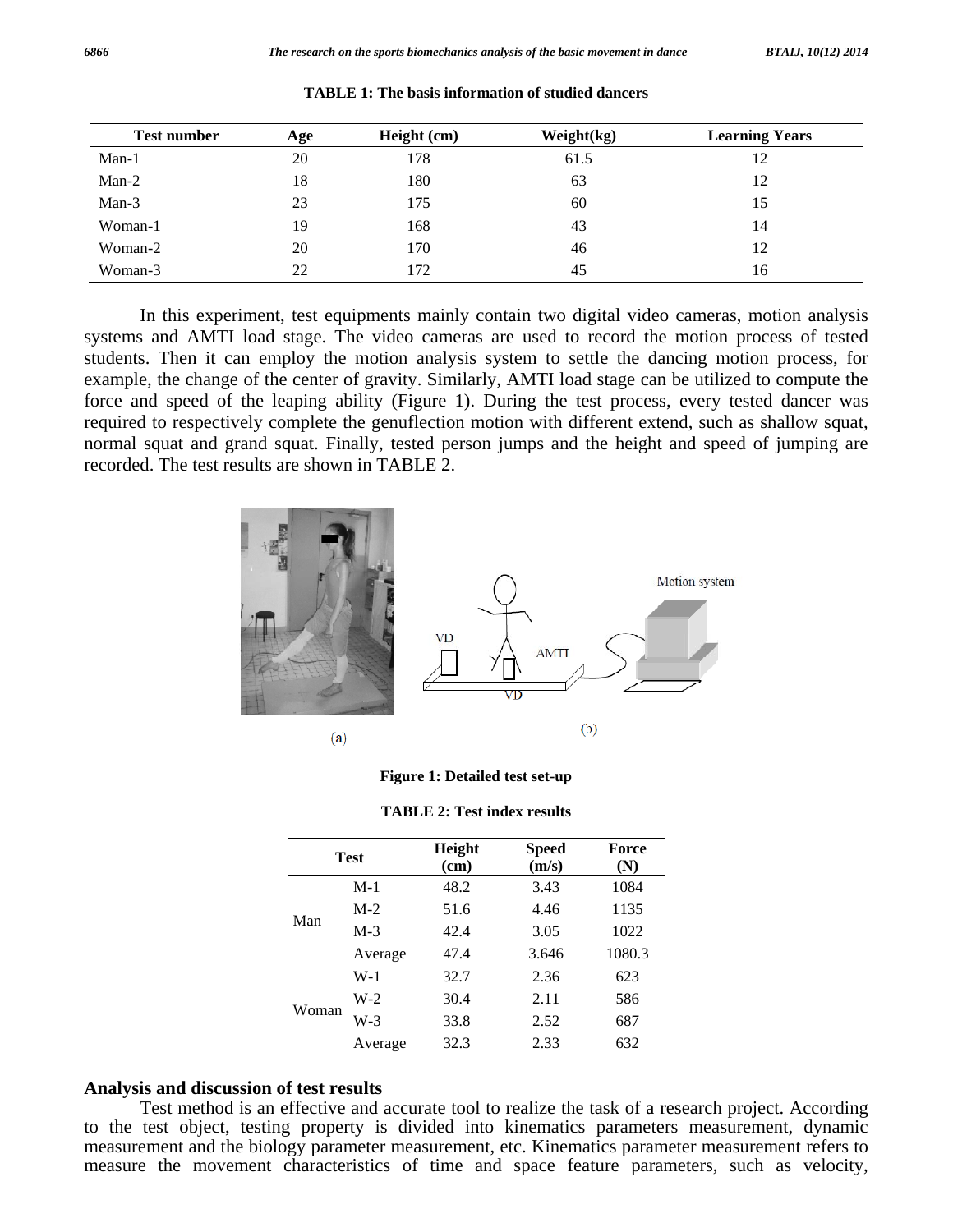**TABLE 1: The basis information of studied dancers**

| Test number | Age | Height (cm) | Weight(kg) | Learning Years |
|---|---|---|---|---|
| Man-1 | 20 | 178 | 61.5 | 12 |
| Man-2 | 18 | 180 | 63 | 12 |
| Man-3 | 23 | 175 | 60 | 15 |
| Woman-1 | 19 | 168 | 43 | 14 |
| Woman-2 | 20 | 170 | 46 | 12 |
| Woman-3 | 22 | 172 | 45 | 16 |

In this experiment, test equipments mainly contain two digital video cameras, motion analysis systems and AMTI load stage. The video cameras are used to record the motion process of tested students. Then it can employ the motion analysis system to settle the dancing motion process, for example, the change of the center of gravity. Similarly, AMTI load stage can be utilized to compute the force and speed of the leaping ability (Figure 1). During the test process, every tested dancer was required to respectively complete the genuflection motion with different extend, such as shallow squat, normal squat and grand squat. Finally, tested person jumps and the height and speed of jumping are recorded. The test results are shown in TABLE 2.

(a) (b)

**Figure 1: Detailed test set-up**

**TABLE 2: Test index results**

| Test | | Height (cm) | Speed (m/s) | Force (N) |
|---|---|---|---|---|
| Man | M-1 | 48.2 | 3.43 | 1084 |
| | M-2 | 51.6 | 4.46 | 1135 |
| | M-3 | 42.4 | 3.05 | 1022 |
| | Average | 47.4 | 3.646 | 1080.3 |
| Woman | W-1 | 32.7 | 2.36 | 623 |
| | W-2 | 30.4 | 2.11 | 586 |
| | W-3 | 33.8 | 2.52 | 687 |
| | Average | 32.3 | 2.33 | 632 |

## Analysis and discussion of test results

Test method is an effective and accurate tool to realize the task of a research project. According to the test object, testing property is divided into kinematics parameters measurement, dynamic measurement and the biology parameter measurement, etc. Kinematics parameter measurement refers to measure the movement characteristics of time and space feature parameters, such as velocity,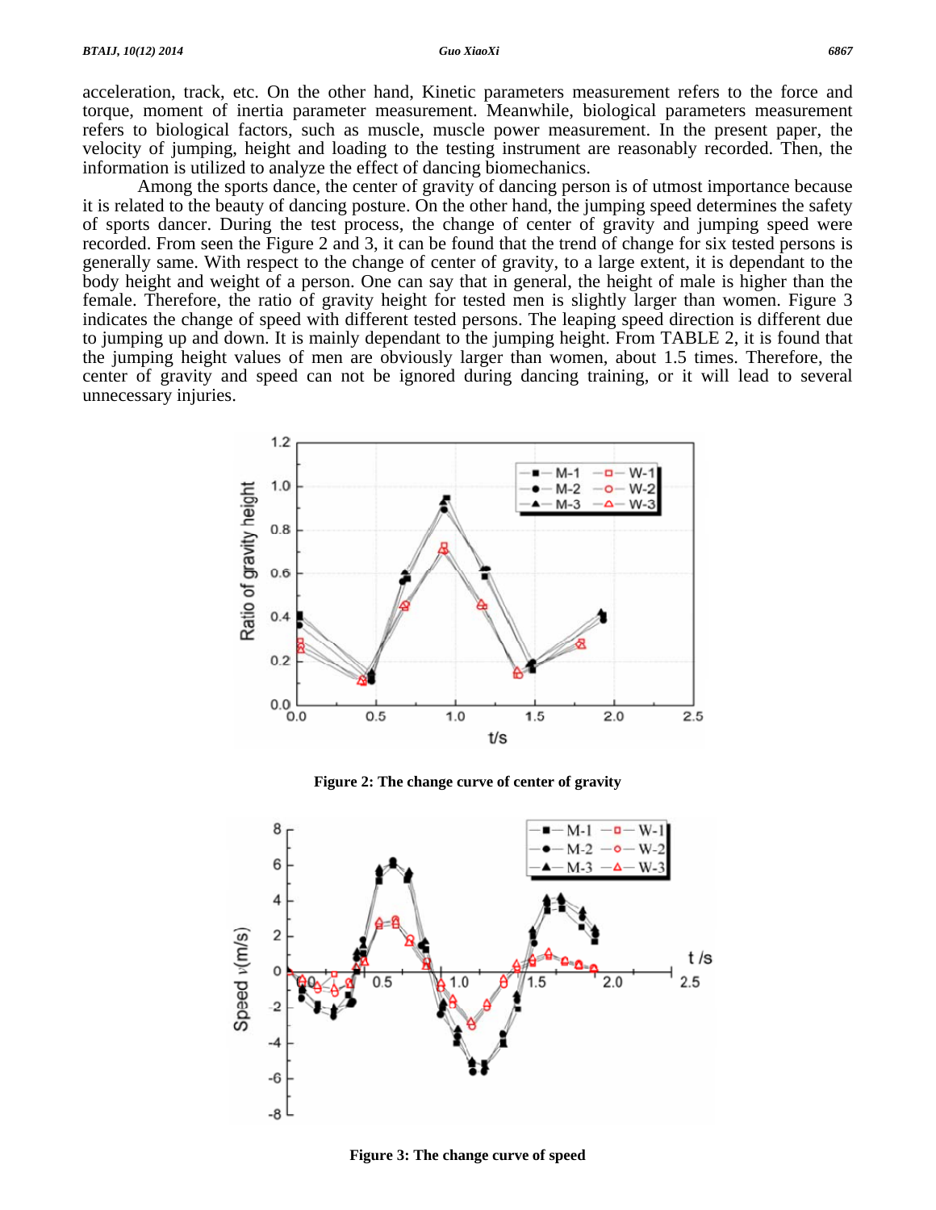acceleration, track, etc. On the other hand, Kinetic parameters measurement refers to the force and torque, moment of inertia parameter measurement. Meanwhile, biological parameters measurement refers to biological factors, such as muscle, muscle power measurement. In the present paper, the velocity of jumping, height and loading to the testing instrument are reasonably recorded. Then, the information is utilized to analyze the effect of dancing biomechanics.

Among the sports dance, the center of gravity of dancing person is of utmost importance because it is related to the beauty of dancing posture. On the other hand, the jumping speed determines the safety of sports dancer. During the test process, the change of center of gravity and jumping speed were recorded. From seen the Figure 2 and 3, it can be found that the trend of change for six tested persons is generally same. With respect to the change of center of gravity, to a large extent, it is dependant to the body height and weight of a person. One can say that in general, the height of male is higher than the female. Therefore, the ratio of gravity height for tested men is slightly larger than women. Figure 3 indicates the change of speed with different tested persons. The leaping speed direction is different due to jumping up and down. It is mainly dependant to the jumping height. From TABLE 2, it is found that the jumping height values of men are obviously larger than women, about 1.5 times. Therefore, the center of gravity and speed can not be ignored during dancing training, or it will lead to several unnecessary injuries.

**Figure 2: The change curve of center of gravity**

**Figure 3: The change curve of speed**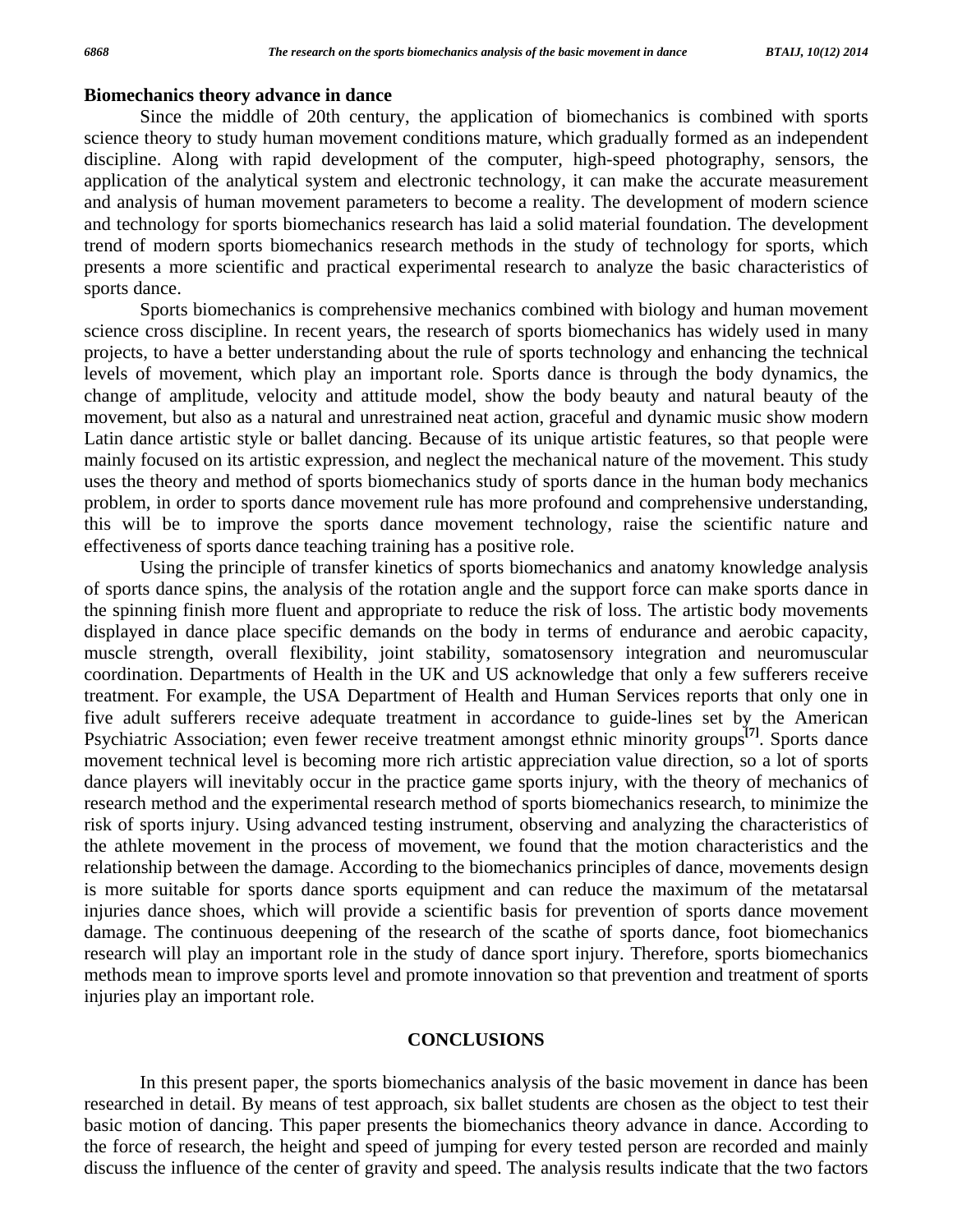**Biomechanics theory advance in dance**

Since the middle of 20th century, the application of biomechanics is combined with sports science theory to study human movement conditions mature, which gradually formed as an independent discipline. Along with rapid development of the computer, high-speed photography, sensors, the application of the analytical system and electronic technology, it can make the accurate measurement and analysis of human movement parameters to become a reality. The development of modern science and technology for sports biomechanics research has laid a solid material foundation. The development trend of modern sports biomechanics research methods in the study of technology for sports, which presents a more scientific and practical experimental research to analyze the basic characteristics of sports dance.

Sports biomechanics is comprehensive mechanics combined with biology and human movement science cross discipline. In recent years, the research of sports biomechanics has widely used in many projects, to have a better understanding about the rule of sports technology and enhancing the technical levels of movement, which play an important role. Sports dance is through the body dynamics, the change of amplitude, velocity and attitude model, show the body beauty and natural beauty of the movement, but also as a natural and unrestrained neat action, graceful and dynamic music show modern Latin dance artistic style or ballet dancing. Because of its unique artistic features, so that people were mainly focused on its artistic expression, and neglect the mechanical nature of the movement. This study uses the theory and method of sports biomechanics study of sports dance in the human body mechanics problem, in order to sports dance movement rule has more profound and comprehensive understanding, this will be to improve the sports dance movement technology, raise the scientific nature and effectiveness of sports dance teaching training has a positive role.

Using the principle of transfer kinetics of sports biomechanics and anatomy knowledge analysis of sports dance spins, the analysis of the rotation angle and the support force can make sports dance in the spinning finish more fluent and appropriate to reduce the risk of loss. The artistic body movements displayed in dance place specific demands on the body in terms of endurance and aerobic capacity, muscle strength, overall flexibility, joint stability, somatosensory integration and neuromuscular coordination. Departments of Health in the UK and US acknowledge that only a few sufferers receive treatment. For example, the USA Department of Health and Human Services reports that only one in five adult sufferers receive adequate treatment in accordance to guide-lines set by the American Psychiatric Association; even fewer receive treatment amongst ethnic minority groups[7]. Sports dance movement technical level is becoming more rich artistic appreciation value direction, so a lot of sports dance players will inevitably occur in the practice game sports injury, with the theory of mechanics of research method and the experimental research method of sports biomechanics research, to minimize the risk of sports injury. Using advanced testing instrument, observing and analyzing the characteristics of the athlete movement in the process of movement, we found that the motion characteristics and the relationship between the damage. According to the biomechanics principles of dance, movements design is more suitable for sports dance sports equipment and can reduce the maximum of the metatarsal injuries dance shoes, which will provide a scientific basis for prevention of sports dance movement damage. The continuous deepening of the research of the scathe of sports dance, foot biomechanics research will play an important role in the study of dance sport injury. Therefore, sports biomechanics methods mean to improve sports level and promote innovation so that prevention and treatment of sports injuries play an important role.

## CONCLUSIONS

In this present paper, the sports biomechanics analysis of the basic movement in dance has been researched in detail. By means of test approach, six ballet students are chosen as the object to test their basic motion of dancing. This paper presents the biomechanics theory advance in dance. According to the force of research, the height and speed of jumping for every tested person are recorded and mainly discuss the influence of the center of gravity and speed. The analysis results indicate that the two factors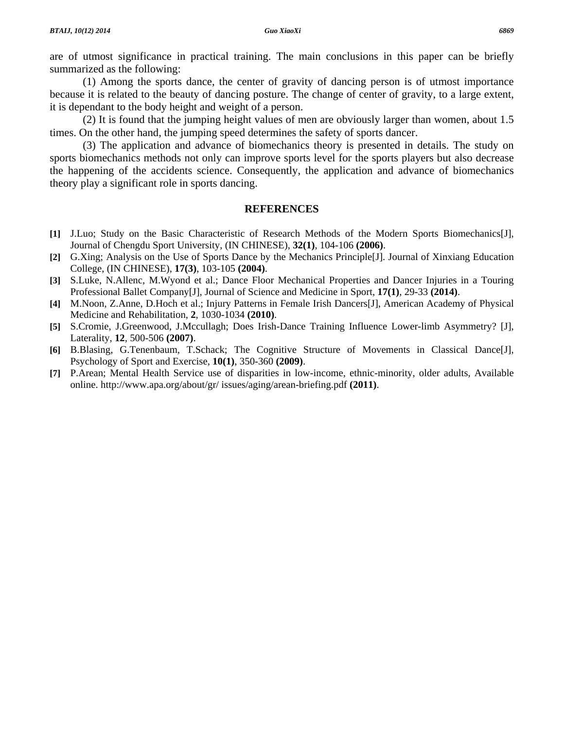are of utmost significance in practical training. The main conclusions in this paper can be briefly summarized as the following:

(1) Among the sports dance, the center of gravity of dancing person is of utmost importance because it is related to the beauty of dancing posture. The change of center of gravity, to a large extent, it is dependant to the body height and weight of a person.

(2) It is found that the jumping height values of men are obviously larger than women, about 1.5 times. On the other hand, the jumping speed determines the safety of sports dancer.

(3) The application and advance of biomechanics theory is presented in details. The study on sports biomechanics methods not only can improve sports level for the sports players but also decrease the happening of the accidents science. Consequently, the application and advance of biomechanics theory play a significant role in sports dancing.

## REFERENCES

**[1]** J.Luo; Study on the Basic Characteristic of Research Methods of the Modern Sports Biomechanics[J], Journal of Chengdu Sport University, (IN CHINESE), **32(1)**, 104-106 **(2006)**.

**[2]** G.Xing; Analysis on the Use of Sports Dance by the Mechanics Principle[J]. Journal of Xinxiang Education College, (IN CHINESE), **17(3)**, 103-105 **(2004)**.

**[3]** S.Luke, N.Allenc, M.Wyond et al.; Dance Floor Mechanical Properties and Dancer Injuries in a Touring Professional Ballet Company[J], Journal of Science and Medicine in Sport, **17(1)**, 29-33 **(2014)**.

**[4]** M.Noon, Z.Anne, D.Hoch et al.; Injury Patterns in Female Irish Dancers[J], American Academy of Physical Medicine and Rehabilitation, **2**, 1030-1034 **(2010)**.

**[5]** S.Cromie, J.Greenwood, J.Mccullagh; Does Irish-Dance Training Influence Lower-limb Asymmetry? [J], Laterality, **12**, 500-506 **(2007)**.

**[6]** B.Blasing, G.Tenenbaum, T.Schack; The Cognitive Structure of Movements in Classical Dance[J], Psychology of Sport and Exercise, **10(1)**, 350-360 **(2009)**.

**[7]** P.Arean; Mental Health Service use of disparities in low-income, ethnic-minority, older adults, Available online. http://www.apa.org/about/gr/ issues/aging/arean-briefing.pdf **(2011)**.